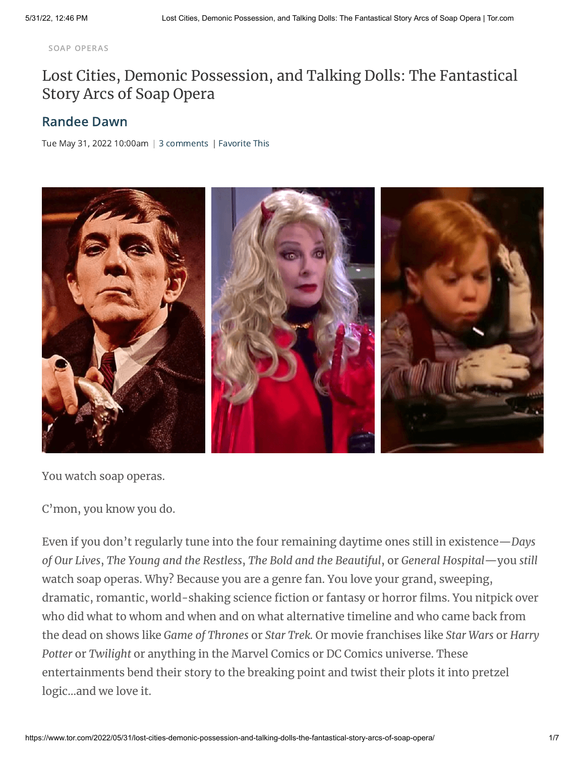SOAP OPERAS

# Lost Cities, Demonic Possession, and Talking Dolls: The Fantastical Story Arcs of Soap Opera

## Randee Dawn

Tue May 31, 2022 10:00am | 3 comments | Favorite This

You watch soap operas.

C'mon, you know you do.

Even if you don't regularly tune into the four remaining daytime ones still in existence—*Days of Our Lives*, *The Young and the Restless*, *The Bold and the Beautiful*, or *General Hospital*—you *still* watch soap operas. Why? Because you are a genre fan. You love your grand, sweeping, dramatic, romantic, world-shaking science fiction or fantasy or horror films. You nitpick over who did what to whom and when and on what alternative timeline and who came back from the dead on shows like *Game of Thrones* or *Star Trek.* Or movie franchises like *Star Wars* or *Harry Potter* or *Twilight* or anything in the Marvel Comics or DC Comics universe. These entertainments bend their story to the breaking point and twist their plots it into pretzel logic…and we love it.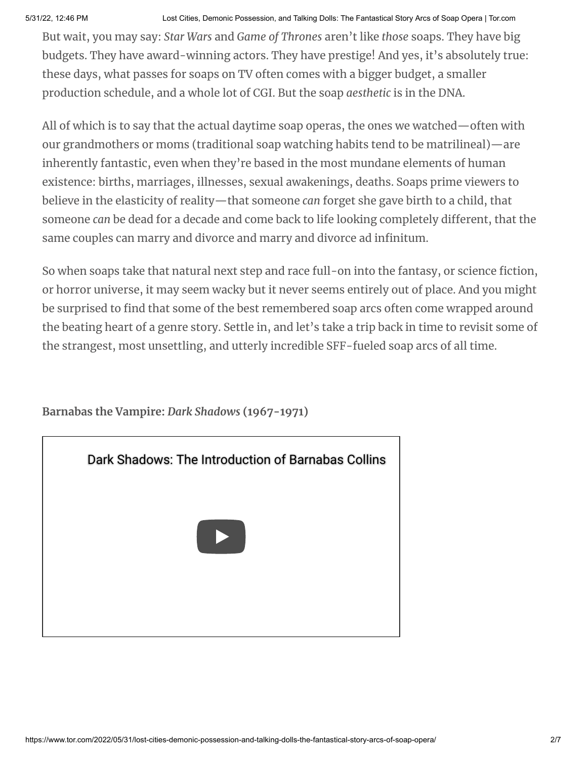But wait, you may say: *Star Wars* and *Game of Thrones* aren't like *those* soaps. They have big budgets. They have award-winning actors. They have prestige! And yes, it's absolutely true: these days, what passes for soaps on TV often comes with a bigger budget, a smaller production schedule, and a whole lot of CGI. But the soap *aesthetic* is in the DNA.

All of which is to say that the actual daytime soap operas, the ones we watched—often with our grandmothers or moms (traditional soap watching habits tend to be matrilineal)—are inherently fantastic, even when they're based in the most mundane elements of human existence: births, marriages, illnesses, sexual awakenings, deaths. Soaps prime viewers to believe in the elasticity of reality—that someone *can* forget she gave birth to a child, that someone *can* be dead for a decade and come back to life looking completely different, that the same couples can marry and divorce and marry and divorce ad infinitum.

So when soaps take that natural next step and race full-on into the fantasy, or science fiction, or horror universe, it may seem wacky but it never seems entirely out of place. And you might be surprised to find that some of the best remembered soap arcs often come wrapped around the beating heart of a genre story. Settle in, and let's take a trip back in time to revisit some of the strangest, most unsettling, and utterly incredible SFF-fueled soap arcs of all time.

**Barnabas the Vampire: *Dark Shadows* (1967-1971)**

Dark Shadows: The Introduction of Barnabas Collins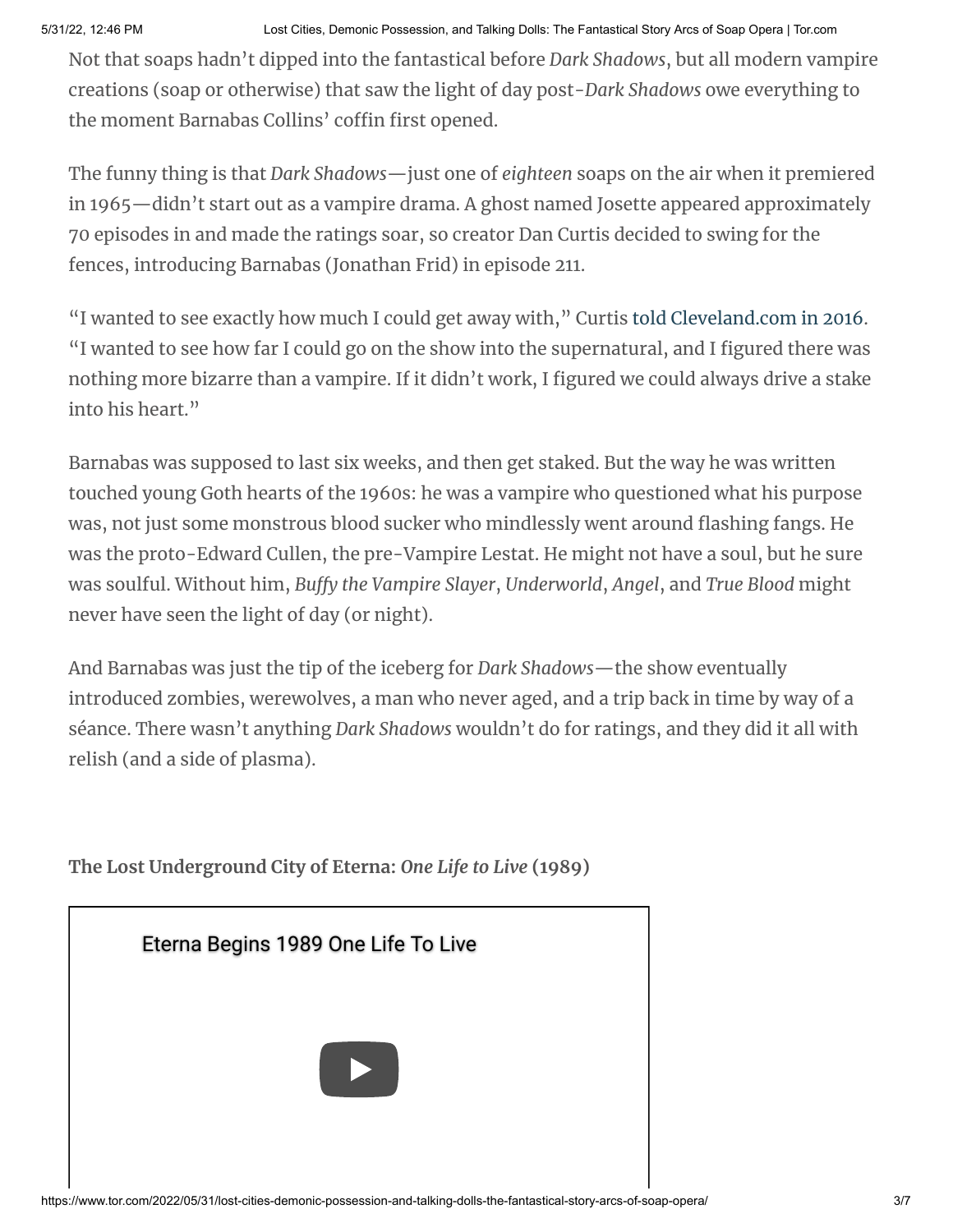Not that soaps hadn't dipped into the fantastical before *Dark Shadows*, but all modern vampire creations (soap or otherwise) that saw the light of day post-*Dark Shadows* owe everything to the moment Barnabas Collins' coffin first opened.

The funny thing is that *Dark Shadows*—just one of *eighteen* soaps on the air when it premiered in 1965—didn't start out as a vampire drama. A ghost named Josette appeared approximately 70 episodes in and made the ratings soar, so creator Dan Curtis decided to swing for the fences, introducing Barnabas (Jonathan Frid) in episode 211.

"I wanted to see exactly how much I could get away with," Curtis told Cleveland.com in 2016. "I wanted to see how far I could go on the show into the supernatural, and I figured there was nothing more bizarre than a vampire. If it didn't work, I figured we could always drive a stake into his heart."

Barnabas was supposed to last six weeks, and then get staked. But the way he was written touched young Goth hearts of the 1960s: he was a vampire who questioned what his purpose was, not just some monstrous blood sucker who mindlessly went around flashing fangs. He was the proto-Edward Cullen, the pre-Vampire Lestat. He might not have a soul, but he sure was soulful. Without him, *Buffy the Vampire Slayer*, *Underworld*, *Angel*, and *True Blood* might never have seen the light of day (or night).

And Barnabas was just the tip of the iceberg for *Dark Shadows*—the show eventually introduced zombies, werewolves, a man who never aged, and a trip back in time by way of a séance. There wasn't anything *Dark Shadows* wouldn't do for ratings, and they did it all with relish (and a side of plasma).

**The Lost Underground City of Eterna: *One Life to Live* (1989)**

Eterna Begins 1989 One Life To Live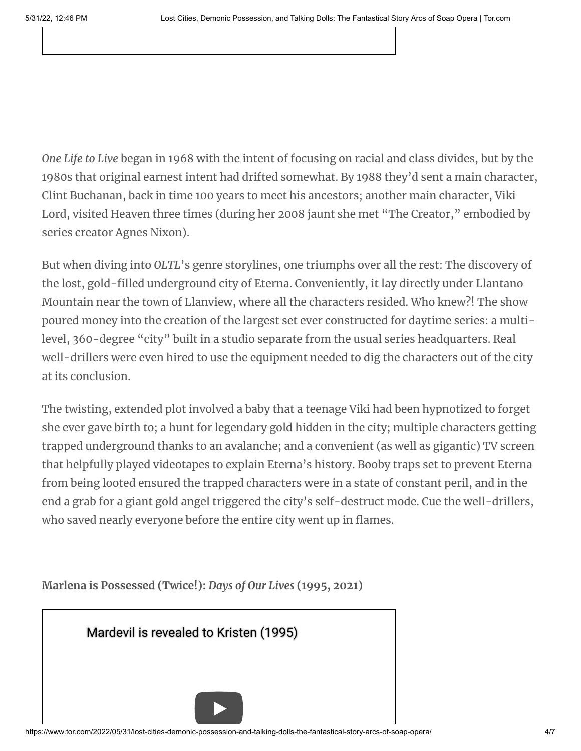*One Life to Live* began in 1968 with the intent of focusing on racial and class divides, but by the 1980s that original earnest intent had drifted somewhat. By 1988 they'd sent a main character, Clint Buchanan, back in time 100 years to meet his ancestors; another main character, Viki Lord, visited Heaven three times (during her 2008 jaunt she met "The Creator," embodied by series creator Agnes Nixon).

But when diving into *OLTL*'s genre storylines, one triumphs over all the rest: The discovery of the lost, gold-filled underground city of Eterna. Conveniently, it lay directly under Llantano Mountain near the town of Llanview, where all the characters resided. Who knew?! The show poured money into the creation of the largest set ever constructed for daytime series: a multi-level, 360-degree "city" built in a studio separate from the usual series headquarters. Real well-drillers were even hired to use the equipment needed to dig the characters out of the city at its conclusion.

The twisting, extended plot involved a baby that a teenage Viki had been hypnotized to forget she ever gave birth to; a hunt for legendary gold hidden in the city; multiple characters getting trapped underground thanks to an avalanche; and a convenient (as well as gigantic) TV screen that helpfully played videotapes to explain Eterna's history. Booby traps set to prevent Eterna from being looted ensured the trapped characters were in a state of constant peril, and in the end a grab for a giant gold angel triggered the city's self-destruct mode. Cue the well-drillers, who saved nearly everyone before the entire city went up in flames.

**Marlena is Possessed (Twice!): *Days of Our Lives* (1995, 2021)**

Mardevil is revealed to Kristen (1995)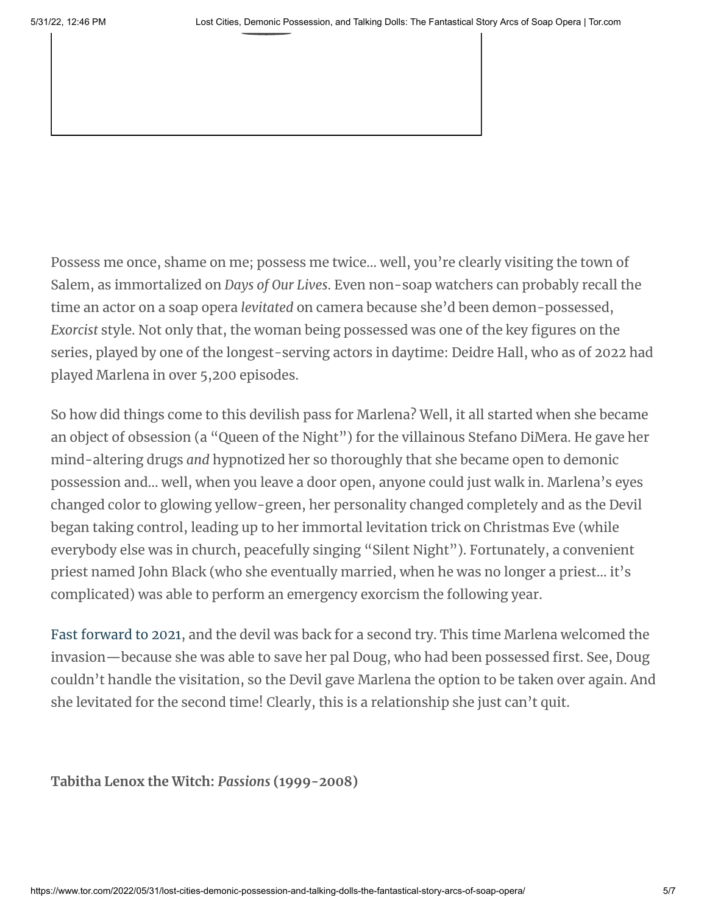Possess me once, shame on me; possess me twice… well, you're clearly visiting the town of Salem, as immortalized on *Days of Our Lives*. Even non-soap watchers can probably recall the time an actor on a soap opera *levitated* on camera because she'd been demon-possessed, *Exorcist* style. Not only that, the woman being possessed was one of the key figures on the series, played by one of the longest-serving actors in daytime: Deidre Hall, who as of 2022 had played Marlena in over 5,200 episodes.

So how did things come to this devilish pass for Marlena? Well, it all started when she became an object of obsession (a "Queen of the Night") for the villainous Stefano DiMera. He gave her mind-altering drugs *and* hypnotized her so thoroughly that she became open to demonic possession and… well, when you leave a door open, anyone could just walk in. Marlena's eyes changed color to glowing yellow-green, her personality changed completely and as the Devil began taking control, leading up to her immortal levitation trick on Christmas Eve (while everybody else was in church, peacefully singing "Silent Night"). Fortunately, a convenient priest named John Black (who she eventually married, when he was no longer a priest… it's complicated) was able to perform an emergency exorcism the following year.

Fast forward to 2021, and the devil was back for a second try. This time Marlena welcomed the invasion—because she was able to save her pal Doug, who had been possessed first. See, Doug couldn't handle the visitation, so the Devil gave Marlena the option to be taken over again. And she levitated for the second time! Clearly, this is a relationship she just can't quit.

**Tabitha Lenox the Witch: *Passions* (1999-2008)**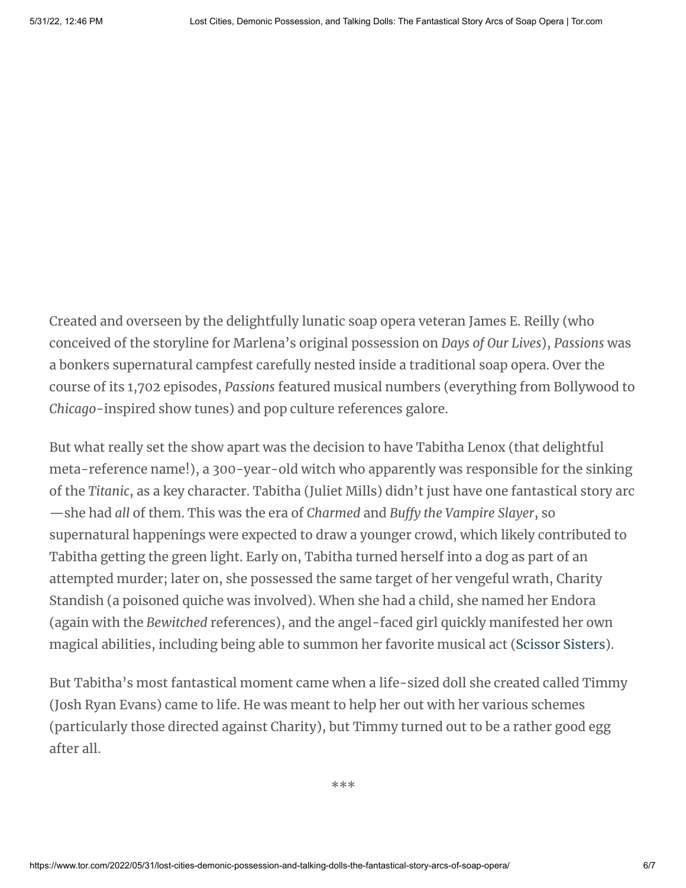Created and overseen by the delightfully lunatic soap opera veteran James E. Reilly (who conceived of the storyline for Marlena's original possession on *Days of Our Lives*), *Passions* was a bonkers supernatural campfest carefully nested inside a traditional soap opera. Over the course of its 1,702 episodes, *Passions* featured musical numbers (everything from Bollywood to *Chicago*-inspired show tunes) and pop culture references galore.

But what really set the show apart was the decision to have Tabitha Lenox (that delightful meta-reference name!), a 300-year-old witch who apparently was responsible for the sinking of the *Titanic*, as a key character. Tabitha (Juliet Mills) didn't just have one fantastical story arc—she had *all* of them. This was the era of *Charmed* and *Buffy the Vampire Slayer*, so supernatural happenings were expected to draw a younger crowd, which likely contributed to Tabitha getting the green light. Early on, Tabitha turned herself into a dog as part of an attempted murder; later on, she possessed the same target of her vengeful wrath, Charity Standish (a poisoned quiche was involved). When she had a child, she named her Endora (again with the *Bewitched* references), and the angel-faced girl quickly manifested her own magical abilities, including being able to summon her favorite musical act (Scissor Sisters).

But Tabitha's most fantastical moment came when a life-sized doll she created called Timmy (Josh Ryan Evans) came to life. He was meant to help her out with her various schemes (particularly those directed against Charity), but Timmy turned out to be a rather good egg after all.

***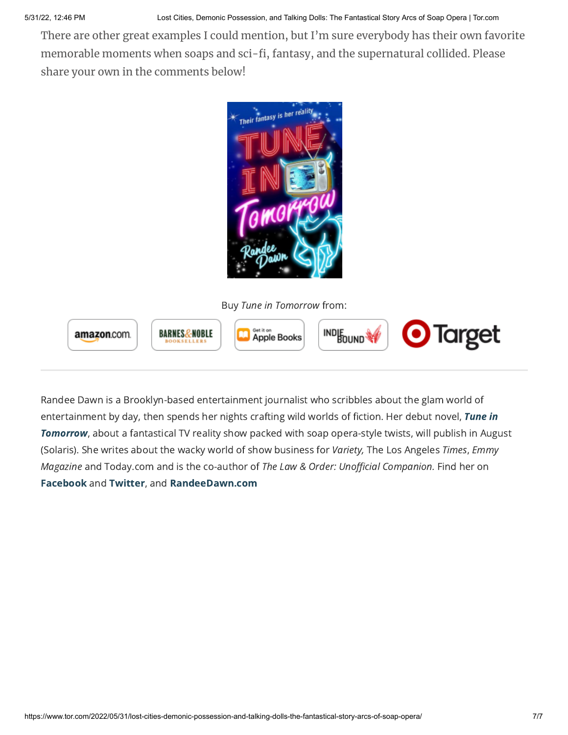There are other great examples I could mention, but I'm sure everybody has their own favorite memorable moments when soaps and sci-fi, fantasy, and the supernatural collided. Please share your own in the comments below!

Buy *Tune in Tomorrow* from:

amazon.com | BARNES & NOBLE | Apple Books | INDIEBOUND | Target

---

Randee Dawn is a Brooklyn-based entertainment journalist who scribbles about the glam world of entertainment by day, then spends her nights crafting wild worlds of fiction. Her debut novel, ***Tune in Tomorrow***, about a fantastical TV reality show packed with soap opera-style twists, will publish in August (Solaris). She writes about the wacky world of show business for *Variety,* The Los Angeles *Times*, *Emmy Magazine* and Today.com and is the co-author of *The Law & Order: Unofficial Companion.* Find her on **Facebook** and **Twitter**, and **RandeeDawn.com**